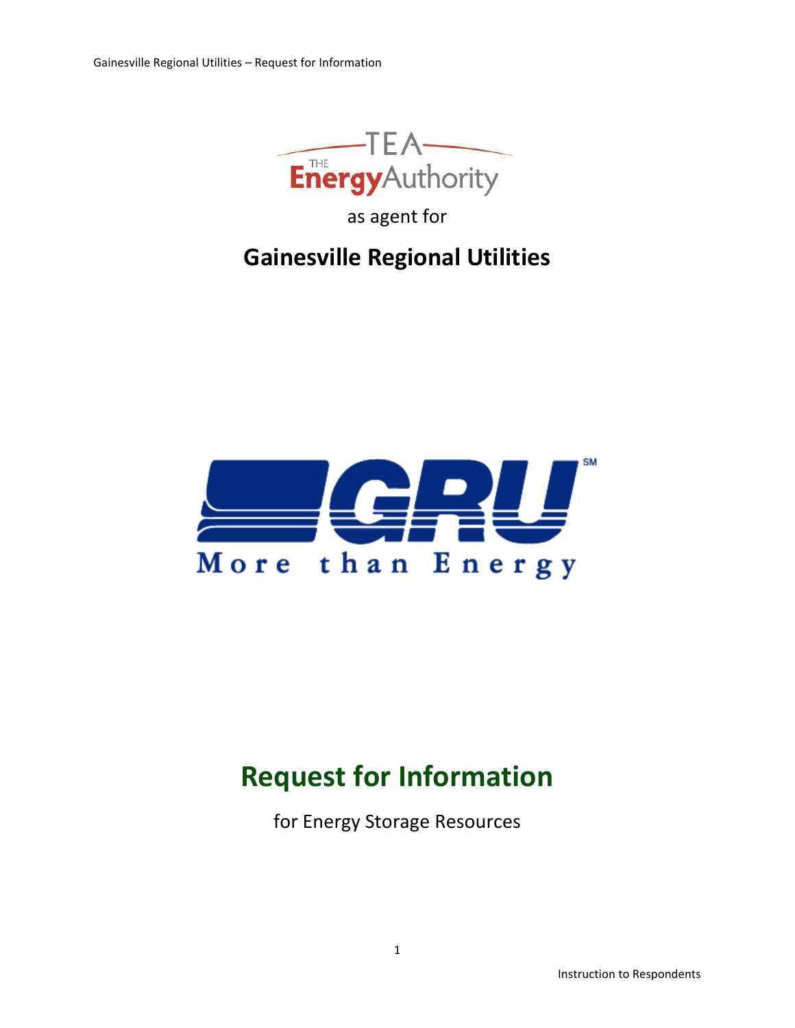The Energy Authority

as agent for

## Gainesville Regional Utilities

GRU More than Energy

# Request for Information

for Energy Storage Resources

Instruction to Respondents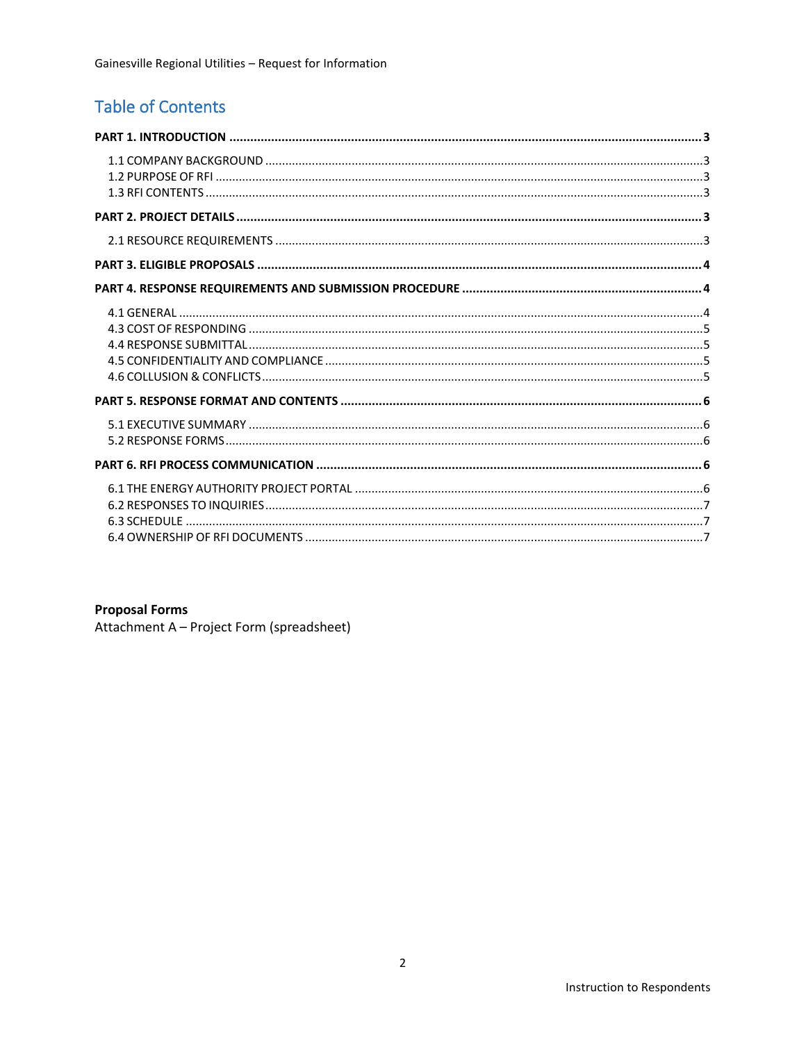## Table of Contents

**PART 1. INTRODUCTION** ........ **3**

- 1.1 COMPANY BACKGROUND ........ 3
- 1.2 PURPOSE OF RFI ........ 3
- 1.3 RFI CONTENTS ........ 3

**PART 2. PROJECT DETAILS** ........ **3**

- 2.1 RESOURCE REQUIREMENTS ........ 3

**PART 3. ELIGIBLE PROPOSALS** ........ **4**

**PART 4. RESPONSE REQUIREMENTS AND SUBMISSION PROCEDURE** ........ **4**

- 4.1 GENERAL ........ 4
- 4.3 COST OF RESPONDING ........ 5
- 4.4 RESPONSE SUBMITTAL ........ 5
- 4.5 CONFIDENTIALITY AND COMPLIANCE ........ 5
- 4.6 COLLUSION & CONFLICTS ........ 5

**PART 5. RESPONSE FORMAT AND CONTENTS** ........ **6**

- 5.1 EXECUTIVE SUMMARY ........ 6
- 5.2 RESPONSE FORMS ........ 6

**PART 6. RFI PROCESS COMMUNICATION** ........ **6**

- 6.1 THE ENERGY AUTHORITY PROJECT PORTAL ........ 6
- 6.2 RESPONSES TO INQUIRIES ........ 7
- 6.3 SCHEDULE ........ 7
- 6.4 OWNERSHIP OF RFI DOCUMENTS ........ 7

**Proposal Forms**
Attachment A – Project Form (spreadsheet)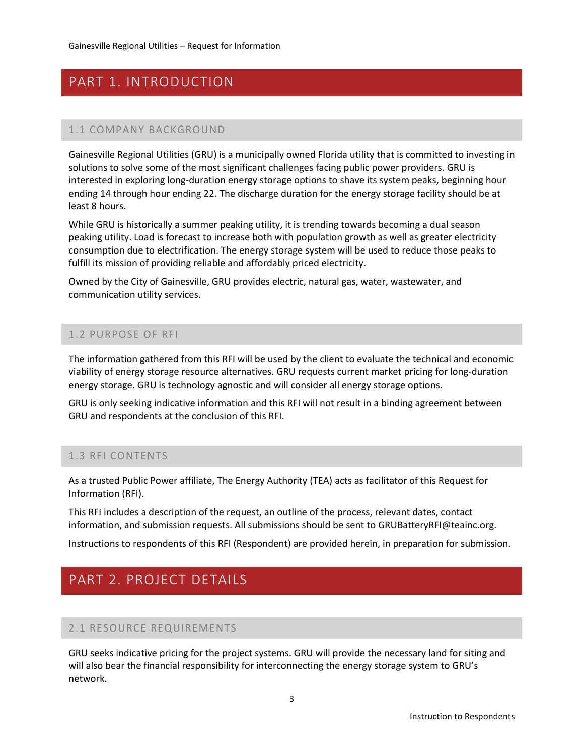# PART 1. INTRODUCTION

## 1.1 COMPANY BACKGROUND

Gainesville Regional Utilities (GRU) is a municipally owned Florida utility that is committed to investing in solutions to solve some of the most significant challenges facing public power providers. GRU is interested in exploring long-duration energy storage options to shave its system peaks, beginning hour ending 14 through hour ending 22. The discharge duration for the energy storage facility should be at least 8 hours.

While GRU is historically a summer peaking utility, it is trending towards becoming a dual season peaking utility. Load is forecast to increase both with population growth as well as greater electricity consumption due to electrification. The energy storage system will be used to reduce those peaks to fulfill its mission of providing reliable and affordably priced electricity.

Owned by the City of Gainesville, GRU provides electric, natural gas, water, wastewater, and communication utility services.

## 1.2 PURPOSE OF RFI

The information gathered from this RFI will be used by the client to evaluate the technical and economic viability of energy storage resource alternatives. GRU requests current market pricing for long-duration energy storage. GRU is technology agnostic and will consider all energy storage options.

GRU is only seeking indicative information and this RFI will not result in a binding agreement between GRU and respondents at the conclusion of this RFI.

## 1.3 RFI CONTENTS

As a trusted Public Power affiliate, The Energy Authority (TEA) acts as facilitator of this Request for Information (RFI).

This RFI includes a description of the request, an outline of the process, relevant dates, contact information, and submission requests. All submissions should be sent to GRUBatteryRFI@teainc.org.

Instructions to respondents of this RFI (Respondent) are provided herein, in preparation for submission.

# PART 2. PROJECT DETAILS

## 2.1 RESOURCE REQUIREMENTS

GRU seeks indicative pricing for the project systems. GRU will provide the necessary land for siting and will also bear the financial responsibility for interconnecting the energy storage system to GRU's network.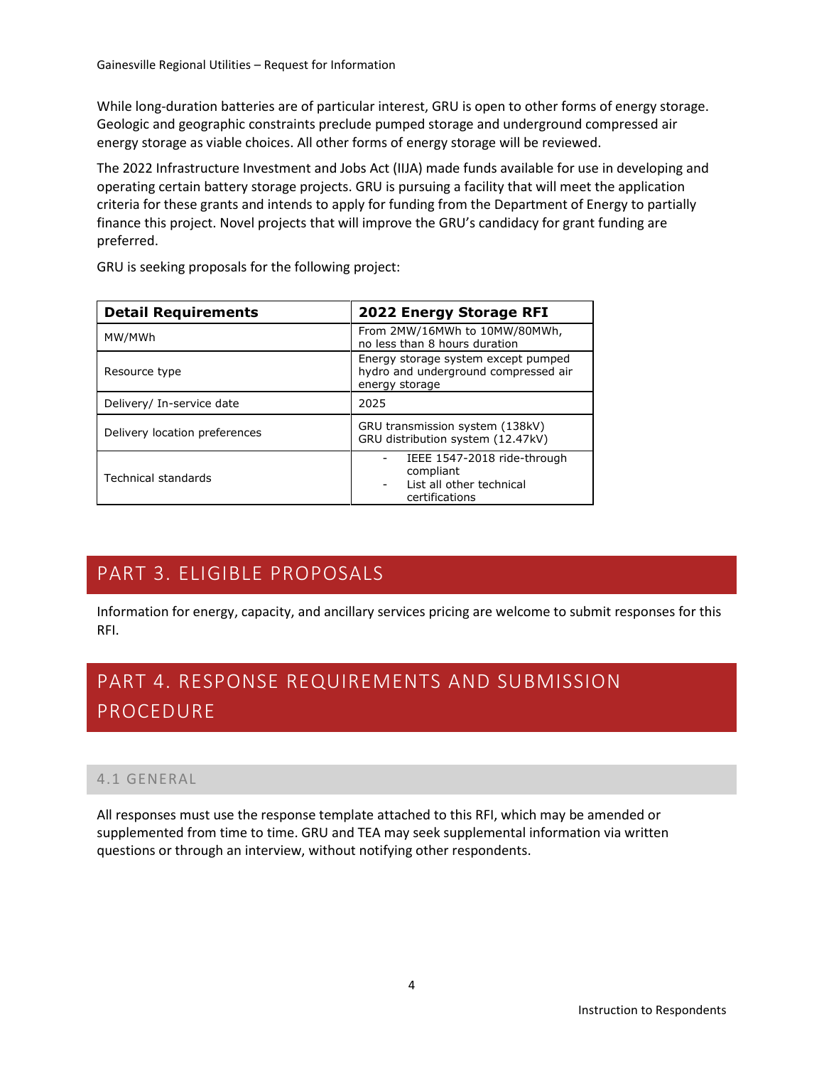While long-duration batteries are of particular interest, GRU is open to other forms of energy storage. Geologic and geographic constraints preclude pumped storage and underground compressed air energy storage as viable choices. All other forms of energy storage will be reviewed.

The 2022 Infrastructure Investment and Jobs Act (IIJA) made funds available for use in developing and operating certain battery storage projects. GRU is pursuing a facility that will meet the application criteria for these grants and intends to apply for funding from the Department of Energy to partially finance this project. Novel projects that will improve the GRU's candidacy for grant funding are preferred.

GRU is seeking proposals for the following project:

| **Detail Requirements** | **2022 Energy Storage RFI** |
|---|---|
| MW/MWh | From 2MW/16MWh to 10MW/80MWh, no less than 8 hours duration |
| Resource type | Energy storage system except pumped hydro and underground compressed air energy storage |
| Delivery/ In-service date | 2025 |
| Delivery location preferences | GRU transmission system (138kV)<br>GRU distribution system (12.47kV) |
| Technical standards | - IEEE 1547-2018 ride-through compliant<br>- List all other technical certifications |

# PART 3. ELIGIBLE PROPOSALS

Information for energy, capacity, and ancillary services pricing are welcome to submit responses for this RFI.

# PART 4. RESPONSE REQUIREMENTS AND SUBMISSION PROCEDURE

## 4.1 GENERAL

All responses must use the response template attached to this RFI, which may be amended or supplemented from time to time. GRU and TEA may seek supplemental information via written questions or through an interview, without notifying other respondents.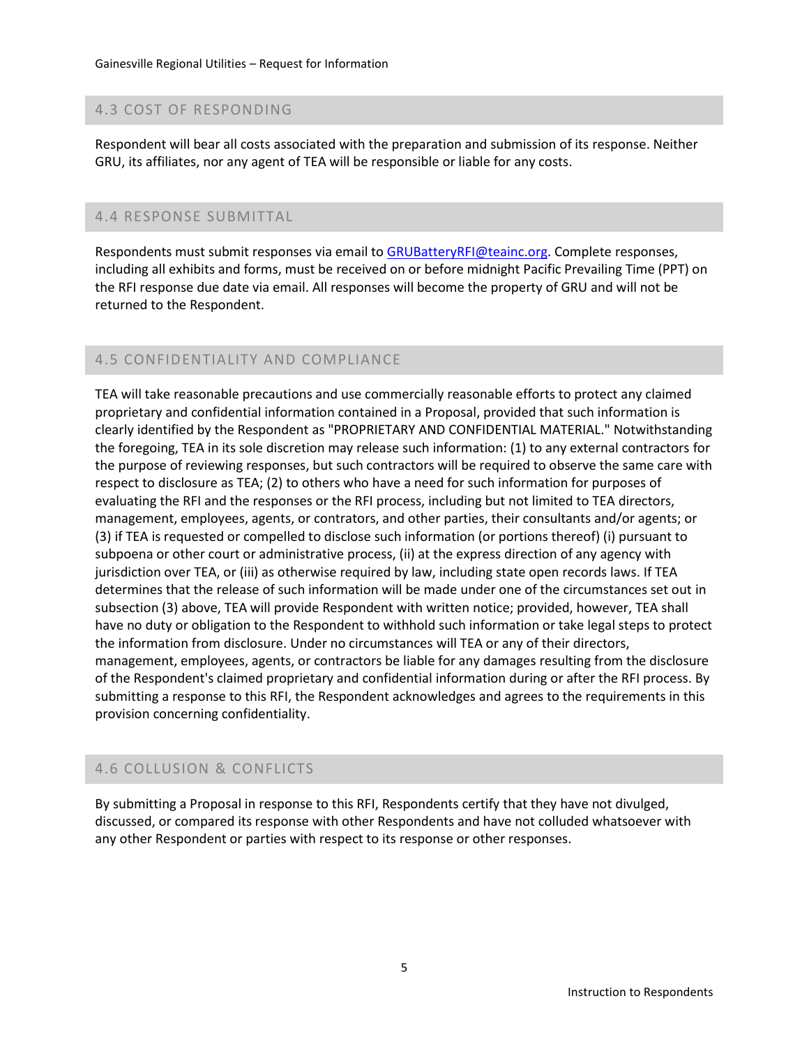## 4.3 COST OF RESPONDING

Respondent will bear all costs associated with the preparation and submission of its response. Neither GRU, its affiliates, nor any agent of TEA will be responsible or liable for any costs.

## 4.4 RESPONSE SUBMITTAL

Respondents must submit responses via email to [GRUBatteryRFI@teainc.org](mailto:GRUBatteryRFI@teainc.org). Complete responses, including all exhibits and forms, must be received on or before midnight Pacific Prevailing Time (PPT) on the RFI response due date via email. All responses will become the property of GRU and will not be returned to the Respondent.

## 4.5 CONFIDENTIALITY AND COMPLIANCE

TEA will take reasonable precautions and use commercially reasonable efforts to protect any claimed proprietary and confidential information contained in a Proposal, provided that such information is clearly identified by the Respondent as "PROPRIETARY AND CONFIDENTIAL MATERIAL." Notwithstanding the foregoing, TEA in its sole discretion may release such information: (1) to any external contractors for the purpose of reviewing responses, but such contractors will be required to observe the same care with respect to disclosure as TEA; (2) to others who have a need for such information for purposes of evaluating the RFI and the responses or the RFI process, including but not limited to TEA directors, management, employees, agents, or contrators, and other parties, their consultants and/or agents; or (3) if TEA is requested or compelled to disclose such information (or portions thereof) (i) pursuant to subpoena or other court or administrative process, (ii) at the express direction of any agency with jurisdiction over TEA, or (iii) as otherwise required by law, including state open records laws. If TEA determines that the release of such information will be made under one of the circumstances set out in subsection (3) above, TEA will provide Respondent with written notice; provided, however, TEA shall have no duty or obligation to the Respondent to withhold such information or take legal steps to protect the information from disclosure. Under no circumstances will TEA or any of their directors, management, employees, agents, or contractors be liable for any damages resulting from the disclosure of the Respondent's claimed proprietary and confidential information during or after the RFI process. By submitting a response to this RFI, the Respondent acknowledges and agrees to the requirements in this provision concerning confidentiality.

## 4.6 COLLUSION & CONFLICTS

By submitting a Proposal in response to this RFI, Respondents certify that they have not divulged, discussed, or compared its response with other Respondents and have not colluded whatsoever with any other Respondent or parties with respect to its response or other responses.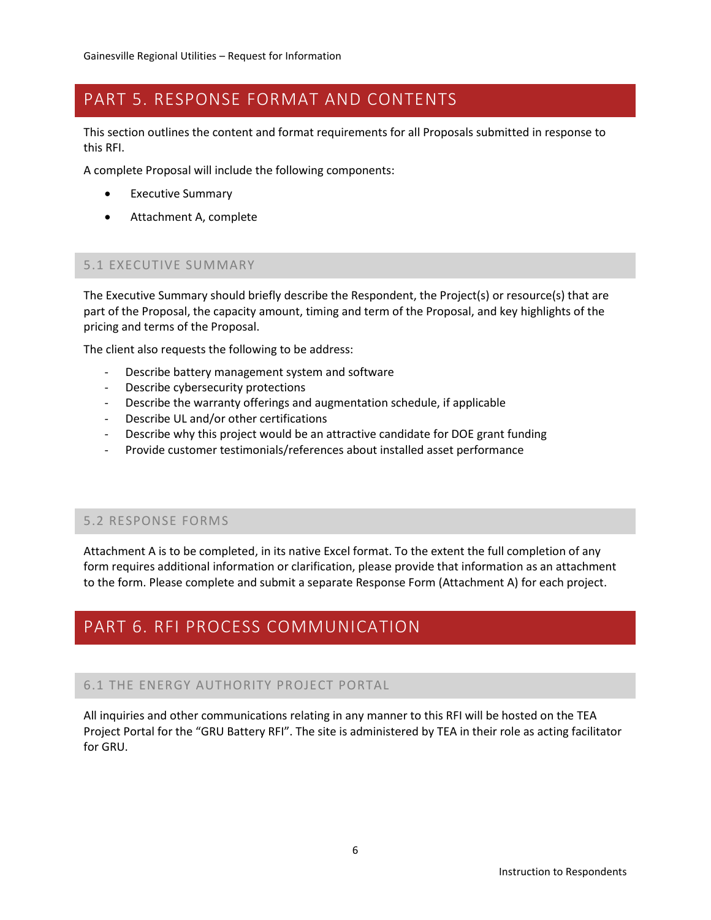# PART 5. RESPONSE FORMAT AND CONTENTS

This section outlines the content and format requirements for all Proposals submitted in response to this RFI.

A complete Proposal will include the following components:

- Executive Summary
- Attachment A, complete

## 5.1 EXECUTIVE SUMMARY

The Executive Summary should briefly describe the Respondent, the Project(s) or resource(s) that are part of the Proposal, the capacity amount, timing and term of the Proposal, and key highlights of the pricing and terms of the Proposal.

The client also requests the following to be address:

- Describe battery management system and software
- Describe cybersecurity protections
- Describe the warranty offerings and augmentation schedule, if applicable
- Describe UL and/or other certifications
- Describe why this project would be an attractive candidate for DOE grant funding
- Provide customer testimonials/references about installed asset performance

## 5.2 RESPONSE FORMS

Attachment A is to be completed, in its native Excel format. To the extent the full completion of any form requires additional information or clarification, please provide that information as an attachment to the form. Please complete and submit a separate Response Form (Attachment A) for each project.

# PART 6. RFI PROCESS COMMUNICATION

## 6.1 THE ENERGY AUTHORITY PROJECT PORTAL

All inquiries and other communications relating in any manner to this RFI will be hosted on the TEA Project Portal for the "GRU Battery RFI". The site is administered by TEA in their role as acting facilitator for GRU.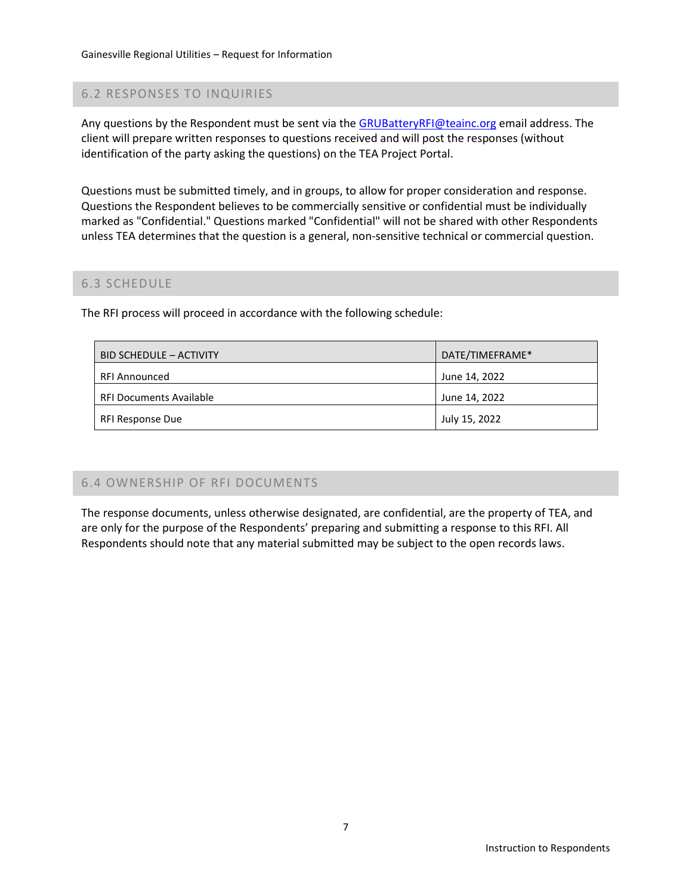## 6.2 RESPONSES TO INQUIRIES

Any questions by the Respondent must be sent via the GRUBatteryRFI@teainc.org email address. The client will prepare written responses to questions received and will post the responses (without identification of the party asking the questions) on the TEA Project Portal.

Questions must be submitted timely, and in groups, to allow for proper consideration and response. Questions the Respondent believes to be commercially sensitive or confidential must be individually marked as "Confidential." Questions marked "Confidential" will not be shared with other Respondents unless TEA determines that the question is a general, non-sensitive technical or commercial question.

## 6.3 SCHEDULE

The RFI process will proceed in accordance with the following schedule:

| BID SCHEDULE – ACTIVITY | DATE/TIMEFRAME* |
| --- | --- |
| RFI Announced | June 14, 2022 |
| RFI Documents Available | June 14, 2022 |
| RFI Response Due | July 15, 2022 |

## 6.4 OWNERSHIP OF RFI DOCUMENTS

The response documents, unless otherwise designated, are confidential, are the property of TEA, and are only for the purpose of the Respondents' preparing and submitting a response to this RFI. All Respondents should note that any material submitted may be subject to the open records laws.